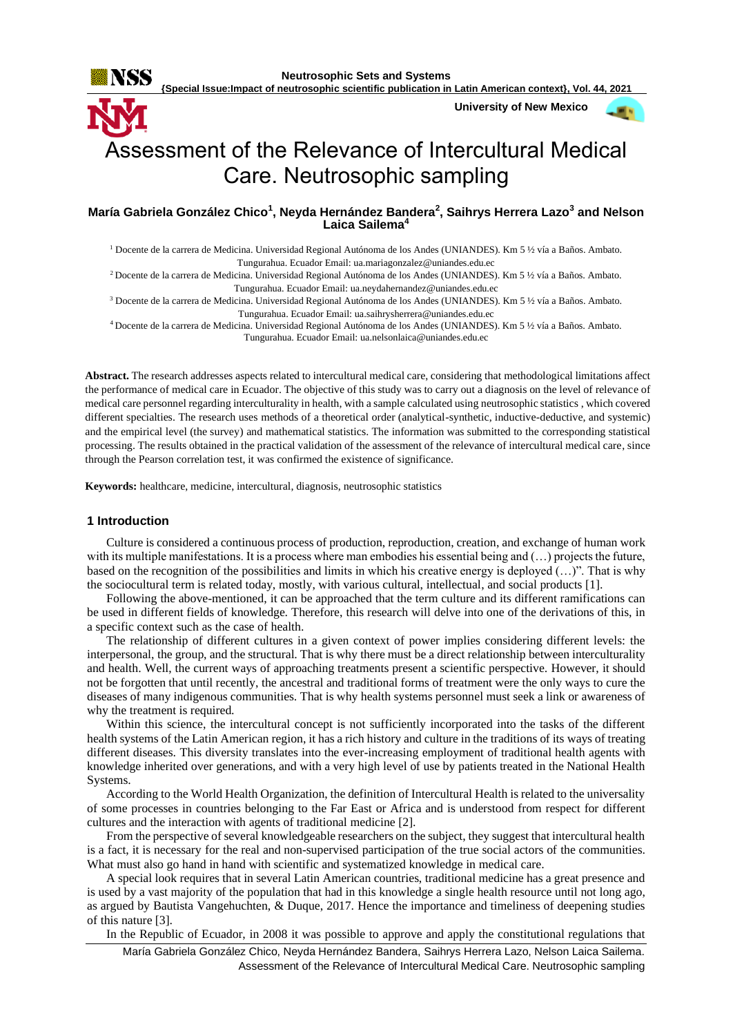# Assessment of the Relevance of Intercultural Medical Care. Neutrosophic sampling

**María Gabriela González Chico[1], Neyda Hernández Bandera[2], Saihrys Herrera Lazo[3] and Nelson Laica Sailema[4]**

[1] Docente de la carrera de Medicina. Universidad Regional Autónoma de los Andes (UNIANDES). Km 5 ½ vía a Baños. Ambato. Tungurahua. Ecuador Email: ua.mariagonzalez@uniandes.edu.ec

[2] Docente de la carrera de Medicina. Universidad Regional Autónoma de los Andes (UNIANDES). Km 5 ½ vía a Baños. Ambato. Tungurahua. Ecuador Email: ua.neydahernandez@uniandes.edu.ec

[3] Docente de la carrera de Medicina. Universidad Regional Autónoma de los Andes (UNIANDES). Km 5 ½ vía a Baños. Ambato. Tungurahua. Ecuador Email: ua.saihrysherrera@uniandes.edu.ec

[4] Docente de la carrera de Medicina. Universidad Regional Autónoma de los Andes (UNIANDES). Km 5 ½ vía a Baños. Ambato. Tungurahua. Ecuador Email: ua.nelsonlaica@uniandes.edu.ec

**Abstract.** The research addresses aspects related to intercultural medical care, considering that methodological limitations affect the performance of medical care in Ecuador. The objective of this study was to carry out a diagnosis on the level of relevance of medical care personnel regarding interculturality in health, with a sample calculated using neutrosophic statistics , which covered different specialties. The research uses methods of a theoretical order (analytical-synthetic, inductive-deductive, and systemic) and the empirical level (the survey) and mathematical statistics. The information was submitted to the corresponding statistical processing. The results obtained in the practical validation of the assessment of the relevance of intercultural medical care, since through the Pearson correlation test, it was confirmed the existence of significance.

**Keywords:** healthcare, medicine, intercultural, diagnosis, neutrosophic statistics

## 1 Introduction

Culture is considered a continuous process of production, reproduction, creation, and exchange of human work with its multiple manifestations. It is a process where man embodies his essential being and (…) projects the future, based on the recognition of the possibilities and limits in which his creative energy is deployed (…)". That is why the sociocultural term is related today, mostly, with various cultural, intellectual, and social products [1].

Following the above-mentioned, it can be approached that the term culture and its different ramifications can be used in different fields of knowledge. Therefore, this research will delve into one of the derivations of this, in a specific context such as the case of health.

The relationship of different cultures in a given context of power implies considering different levels: the interpersonal, the group, and the structural. That is why there must be a direct relationship between interculturality and health. Well, the current ways of approaching treatments present a scientific perspective. However, it should not be forgotten that until recently, the ancestral and traditional forms of treatment were the only ways to cure the diseases of many indigenous communities. That is why health systems personnel must seek a link or awareness of why the treatment is required.

Within this science, the intercultural concept is not sufficiently incorporated into the tasks of the different health systems of the Latin American region, it has a rich history and culture in the traditions of its ways of treating different diseases. This diversity translates into the ever-increasing employment of traditional health agents with knowledge inherited over generations, and with a very high level of use by patients treated in the National Health Systems.

According to the World Health Organization, the definition of Intercultural Health is related to the universality of some processes in countries belonging to the Far East or Africa and is understood from respect for different cultures and the interaction with agents of traditional medicine [2].

From the perspective of several knowledgeable researchers on the subject, they suggest that intercultural health is a fact, it is necessary for the real and non-supervised participation of the true social actors of the communities. What must also go hand in hand with scientific and systematized knowledge in medical care.

A special look requires that in several Latin American countries, traditional medicine has a great presence and is used by a vast majority of the population that had in this knowledge a single health resource until not long ago, as argued by Bautista Vangehuchten, & Duque, 2017. Hence the importance and timeliness of deepening studies of this nature [3].

In the Republic of Ecuador, in 2008 it was possible to approve and apply the constitutional regulations that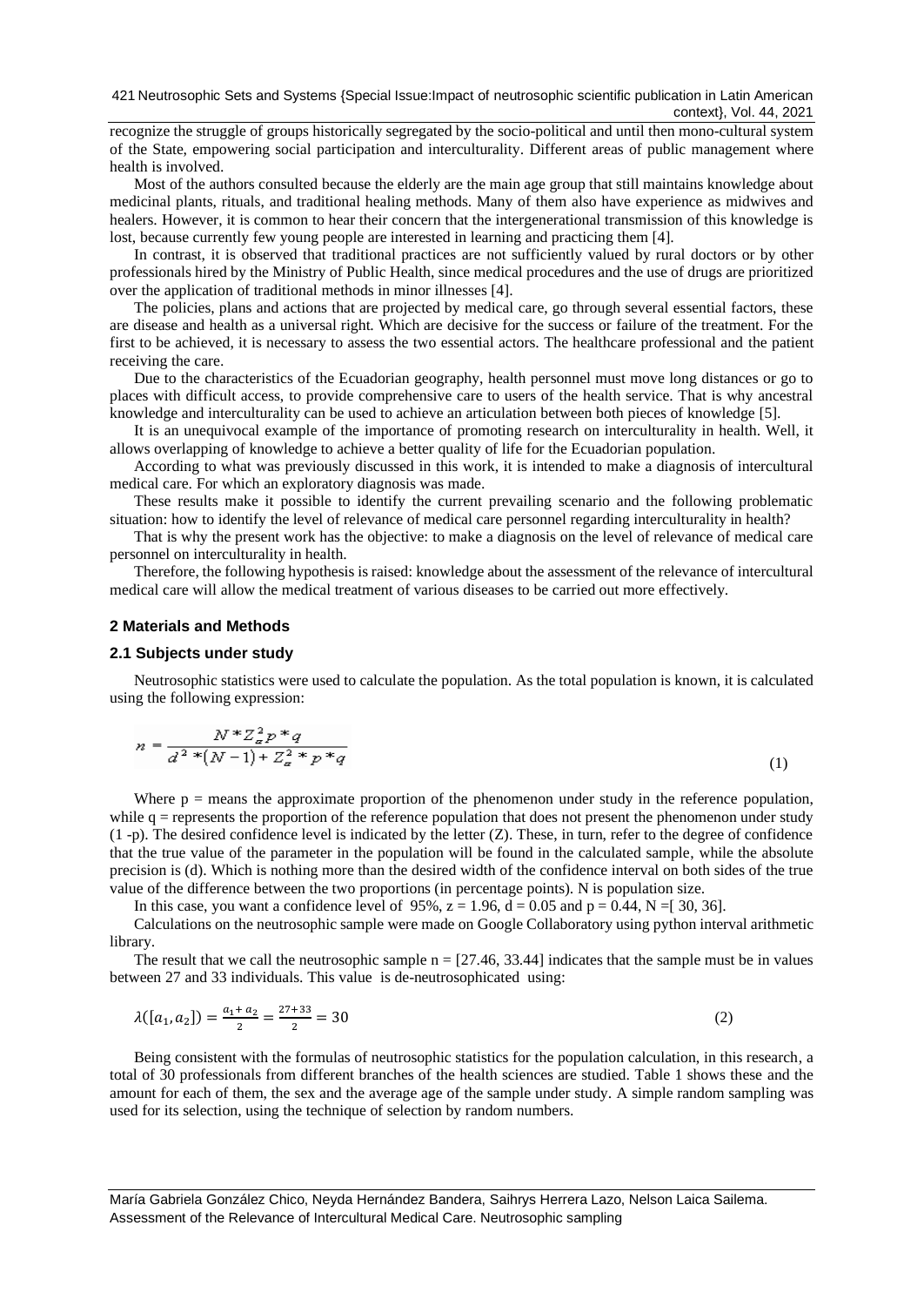recognize the struggle of groups historically segregated by the socio-political and until then mono-cultural system of the State, empowering social participation and interculturality. Different areas of public management where health is involved.

Most of the authors consulted because the elderly are the main age group that still maintains knowledge about medicinal plants, rituals, and traditional healing methods. Many of them also have experience as midwives and healers. However, it is common to hear their concern that the intergenerational transmission of this knowledge is lost, because currently few young people are interested in learning and practicing them [4].

In contrast, it is observed that traditional practices are not sufficiently valued by rural doctors or by other professionals hired by the Ministry of Public Health, since medical procedures and the use of drugs are prioritized over the application of traditional methods in minor illnesses [4].

The policies, plans and actions that are projected by medical care, go through several essential factors, these are disease and health as a universal right. Which are decisive for the success or failure of the treatment. For the first to be achieved, it is necessary to assess the two essential actors. The healthcare professional and the patient receiving the care.

Due to the characteristics of the Ecuadorian geography, health personnel must move long distances or go to places with difficult access, to provide comprehensive care to users of the health service. That is why ancestral knowledge and interculturality can be used to achieve an articulation between both pieces of knowledge [5].

It is an unequivocal example of the importance of promoting research on interculturality in health. Well, it allows overlapping of knowledge to achieve a better quality of life for the Ecuadorian population.

According to what was previously discussed in this work, it is intended to make a diagnosis of intercultural medical care. For which an exploratory diagnosis was made.

These results make it possible to identify the current prevailing scenario and the following problematic situation: how to identify the level of relevance of medical care personnel regarding interculturality in health?

That is why the present work has the objective: to make a diagnosis on the level of relevance of medical care personnel on interculturality in health.

Therefore, the following hypothesis is raised: knowledge about the assessment of the relevance of intercultural medical care will allow the medical treatment of various diseases to be carried out more effectively.

## 2 Materials and Methods

### 2.1 Subjects under study

Neutrosophic statistics were used to calculate the population. As the total population is known, it is calculated using the following expression:

$$n = \frac{N * Z_{\alpha}^{2} p * q}{d^{2} * (N-1) + Z_{\alpha}^{2} * p * q} \tag{1}$$

Where p = means the approximate proportion of the phenomenon under study in the reference population, while q = represents the proportion of the reference population that does not present the phenomenon under study (1 -p). The desired confidence level is indicated by the letter (Z). These, in turn, refer to the degree of confidence that the true value of the parameter in the population will be found in the calculated sample, while the absolute precision is (d). Which is nothing more than the desired width of the confidence interval on both sides of the true value of the difference between the two proportions (in percentage points). N is population size.

In this case, you want a confidence level of 95%, $z = 1.96$, $d = 0.05$ and $p = 0.44$, $N =[30, 36]$.

Calculations on the neutrosophic sample were made on Google Collaboratory using python interval arithmetic library.

The result that we call the neutrosophic sample $n = [27.46, 33.44]$ indicates that the sample must be in values between 27 and 33 individuals. This value is de-neutrosophicated using:

$$\lambda([a_1, a_2]) = \frac{a_1 + a_2}{2} = \frac{27+33}{2} = 30 \tag{2}$$

Being consistent with the formulas of neutrosophic statistics for the population calculation, in this research, a total of 30 professionals from different branches of the health sciences are studied. Table 1 shows these and the amount for each of them, the sex and the average age of the sample under study. A simple random sampling was used for its selection, using the technique of selection by random numbers.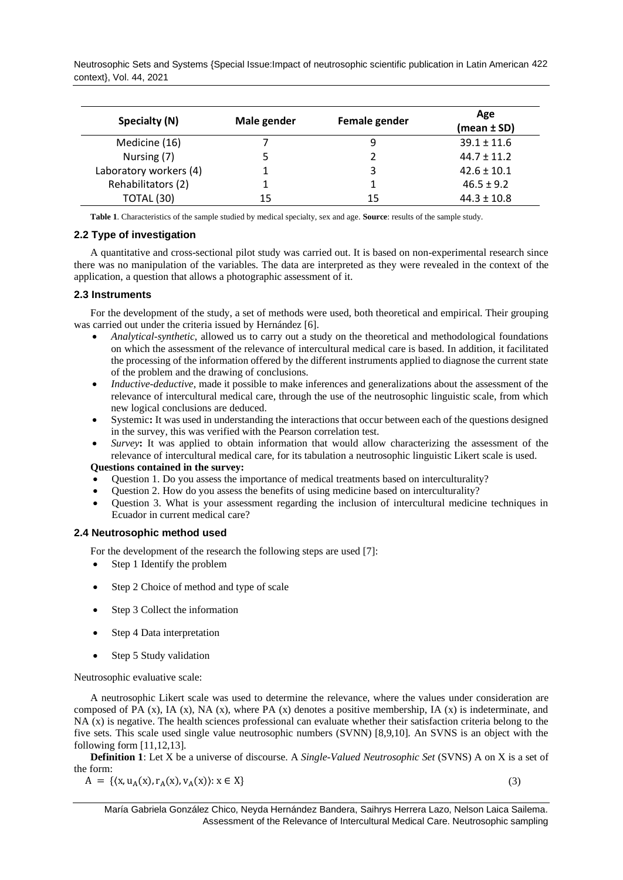| Specialty (N) | Male gender | Female gender | Age (mean ± SD) |
|---|---|---|---|
| Medicine (16) | 7 | 9 | 39.1 ± 11.6 |
| Nursing (7) | 5 | 2 | 44.7 ± 11.2 |
| Laboratory workers (4) | 1 | 3 | 42.6 ± 10.1 |
| Rehabilitators (2) | 1 | 1 | 46.5 ± 9.2 |
| TOTAL (30) | 15 | 15 | 44.3 ± 10.8 |

**Table 1**. Characteristics of the sample studied by medical specialty, sex and age. **Source**: results of the sample study.

### 2.2 Type of investigation

A quantitative and cross-sectional pilot study was carried out. It is based on non-experimental research since there was no manipulation of the variables. The data are interpreted as they were revealed in the context of the application, a question that allows a photographic assessment of it.

### 2.3 Instruments

For the development of the study, a set of methods were used, both theoretical and empirical. Their grouping was carried out under the criteria issued by Hernández [6].

- *Analytical-synthetic*, allowed us to carry out a study on the theoretical and methodological foundations on which the assessment of the relevance of intercultural medical care is based. In addition, it facilitated the processing of the information offered by the different instruments applied to diagnose the current state of the problem and the drawing of conclusions.
- *Inductive-deductive*, made it possible to make inferences and generalizations about the assessment of the relevance of intercultural medical care, through the use of the neutrosophic linguistic scale, from which new logical conclusions are deduced.
- Systemic**:** It was used in understanding the interactions that occur between each of the questions designed in the survey, this was verified with the Pearson correlation test.
- *Survey***:** It was applied to obtain information that would allow characterizing the assessment of the relevance of intercultural medical care, for its tabulation a neutrosophic linguistic Likert scale is used.

**Questions contained in the survey:**

- Question 1. Do you assess the importance of medical treatments based on interculturality?
- Question 2. How do you assess the benefits of using medicine based on interculturality?
- Question 3. What is your assessment regarding the inclusion of intercultural medicine techniques in Ecuador in current medical care?

### 2.4 Neutrosophic method used

For the development of the research the following steps are used [7]:

- Step 1 Identify the problem
- Step 2 Choice of method and type of scale
- Step 3 Collect the information
- Step 4 Data interpretation
- Step 5 Study validation

Neutrosophic evaluative scale:

A neutrosophic Likert scale was used to determine the relevance, where the values under consideration are composed of PA (x), IA (x), NA (x), where PA (x) denotes a positive membership, IA (x) is indeterminate, and NA (x) is negative. The health sciences professional can evaluate whether their satisfaction criteria belong to the five sets. This scale used single value neutrosophic numbers (SVNN) [8,9,10]. An SVNS is an object with the following form [11,12,13].

**Definition 1**: Let X be a universe of discourse. A *Single-Valued Neutrosophic Set* (SVNS) A on X is a set of the form:

$$A = \{\langle x, u_A(x), r_A(x), v_A(x) \rangle : x \in X\} \tag{3}$$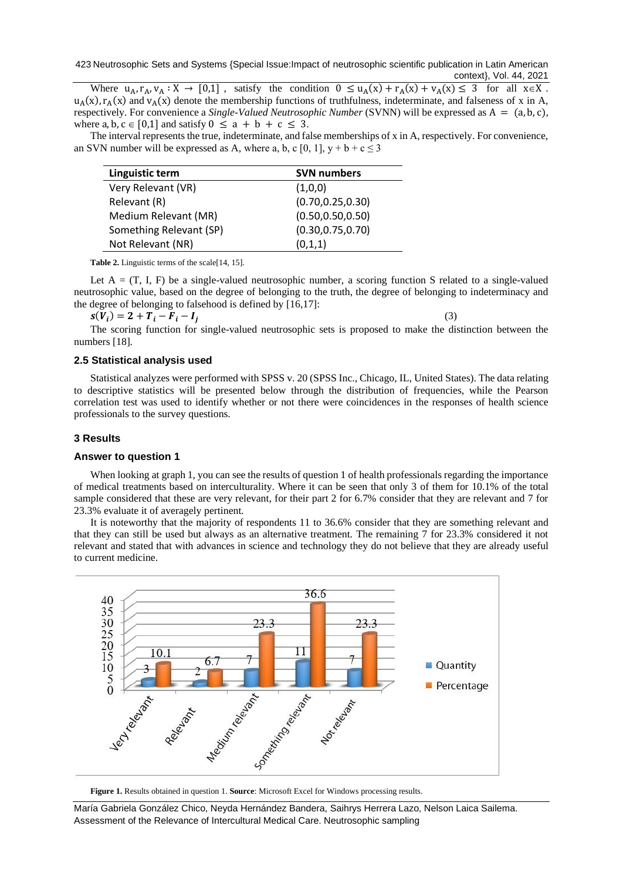Where $u_A, r_A, v_A : X \to [0,1]$, satisfy the condition $0 \leq u_A(x) + r_A(x) + v_A(x) \leq 3$ for all $x \in X$. $u_A(x), r_A(x)$ and $v_A(x)$ denote the membership functions of truthfulness, indeterminate, and falseness of x in A, respectively. For convenience a *Single-Valued Neutrosophic Number* (SVNN) will be expressed as $A = (a, b, c)$, where $a, b, c \in [0,1]$ and satisfy $0 \leq a + b + c \leq 3$.

The interval represents the true, indeterminate, and false memberships of x in A, respectively. For convenience, an SVN number will be expressed as A, where a, b, c [0, 1], y + b + c ≤ 3

| Linguistic term | SVN numbers |
|---|---|
| Very Relevant (VR) | (1,0,0) |
| Relevant (R) | (0.70,0.25,0.30) |
| Medium Relevant (MR) | (0.50,0.50,0.50) |
| Something Relevant (SP) | (0.30,0.75,0.70) |
| Not Relevant (NR) | (0,1,1) |

**Table 2.** Linguistic terms of the scale[14, 15].

Let A = (T, I, F) be a single-valued neutrosophic number, a scoring function S related to a single-valued neutrosophic value, based on the degree of belonging to the truth, the degree of belonging to indeterminacy and the degree of belonging to falsehood is defined by [16,17]:

$$s(V_i) = 2 + T_i - F_i - I_j \quad (3)$$

The scoring function for single-valued neutrosophic sets is proposed to make the distinction between the numbers [18].

### 2.5 Statistical analysis used

Statistical analyzes were performed with SPSS v. 20 (SPSS Inc., Chicago, IL, United States). The data relating to descriptive statistics will be presented below through the distribution of frequencies, while the Pearson correlation test was used to identify whether or not there were coincidences in the responses of health science professionals to the survey questions.

## 3 Results

### Answer to question 1

When looking at graph 1, you can see the results of question 1 of health professionals regarding the importance of medical treatments based on interculturality. Where it can be seen that only 3 of them for 10.1% of the total sample considered that these are very relevant, for their part 2 for 6.7% consider that they are relevant and 7 for 23.3% evaluate it of averagely pertinent.

It is noteworthy that the majority of respondents 11 to 36.6% consider that they are something relevant and that they can still be used but always as an alternative treatment. The remaining 7 for 23.3% considered it not relevant and stated that with advances in science and technology they do not believe that they are already useful to current medicine.

| | Very relevant | Relevant | Medium relevant | Something relevant | Not relevant |
|---|---|---|---|---|---|
| Quantity | 3 | 2 | 7 | 11 | 7 |
| Percentage | 10.1 | 6.7 | 23.3 | 36.6 | 23.3 |

**Figure 1.** Results obtained in question 1. **Source**: Microsoft Excel for Windows processing results.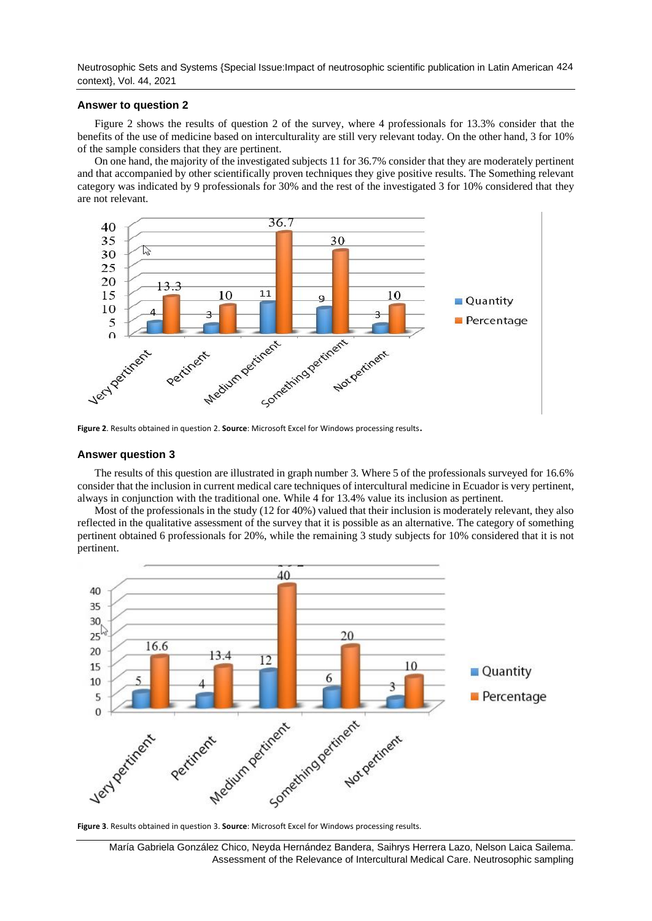### Answer to question 2

Figure 2 shows the results of question 2 of the survey, where 4 professionals for 13.3% consider that the benefits of the use of medicine based on interculturality are still very relevant today. On the other hand, 3 for 10% of the sample considers that they are pertinent.

On one hand, the majority of the investigated subjects 11 for 36.7% consider that they are moderately pertinent and that accompanied by other scientifically proven techniques they give positive results. The Something relevant category was indicated by 9 professionals for 30% and the rest of the investigated 3 for 10% considered that they are not relevant.

**Figure 2**. Results obtained in question 2. **Source**: Microsoft Excel for Windows processing results.

### Answer question 3

The results of this question are illustrated in graph number 3. Where 5 of the professionals surveyed for 16.6% consider that the inclusion in current medical care techniques of intercultural medicine in Ecuador is very pertinent, always in conjunction with the traditional one. While 4 for 13.4% value its inclusion as pertinent.

Most of the professionals in the study (12 for 40%) valued that their inclusion is moderately relevant, they also reflected in the qualitative assessment of the survey that it is possible as an alternative. The category of something pertinent obtained 6 professionals for 20%, while the remaining 3 study subjects for 10% considered that it is not pertinent.

**Figure 3**. Results obtained in question 3. **Source**: Microsoft Excel for Windows processing results.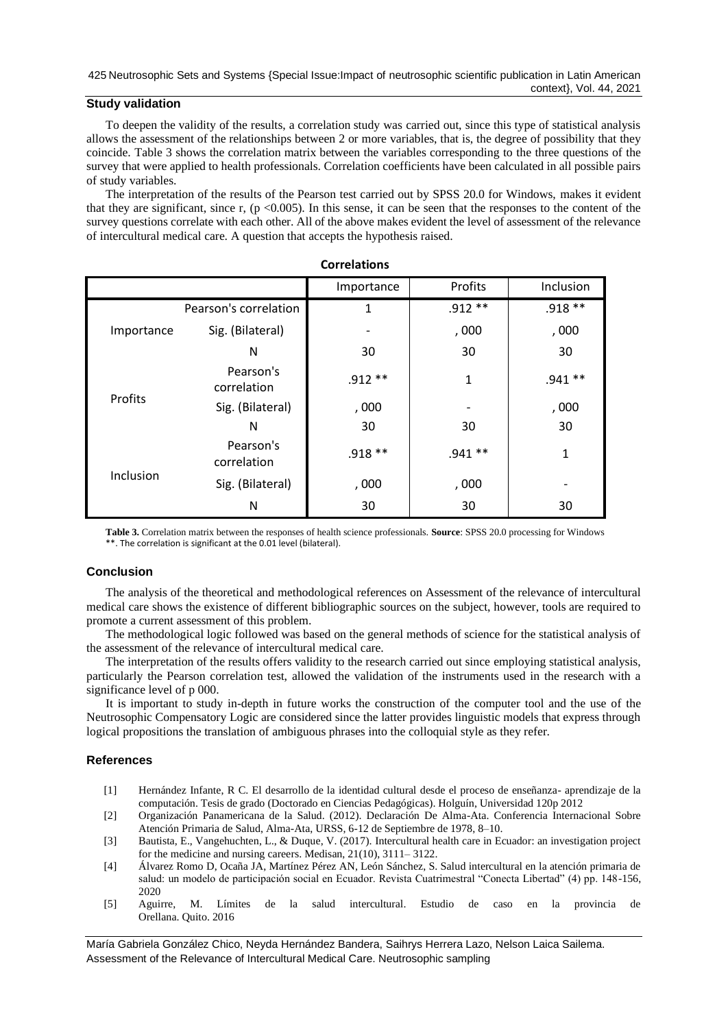### Study validation

To deepen the validity of the results, a correlation study was carried out, since this type of statistical analysis allows the assessment of the relationships between 2 or more variables, that is, the degree of possibility that they coincide. Table 3 shows the correlation matrix between the variables corresponding to the three questions of the survey that were applied to health professionals. Correlation coefficients have been calculated in all possible pairs of study variables.

The interpretation of the results of the Pearson test carried out by SPSS 20.0 for Windows, makes it evident that they are significant, since r, ($p < 0.005$). In this sense, it can be seen that the responses to the content of the survey questions correlate with each other. All of the above makes evident the level of assessment of the relevance of intercultural medical care. A question that accepts the hypothesis raised.

**Correlations**

| | | Importance | Profits | Inclusion |
|---|---|---|---|---|
| Importance | Pearson's correlation | 1 | .912 ** | .918 ** |
| | Sig. (Bilateral) | - | , 000 | , 000 |
| | N | 30 | 30 | 30 |
| Profits | Pearson's correlation | .912 ** | 1 | .941 ** |
| | Sig. (Bilateral) | , 000 | - | , 000 |
| | N | 30 | 30 | 30 |
| Inclusion | Pearson's correlation | .918 ** | .941 ** | 1 |
| | Sig. (Bilateral) | , 000 | , 000 | - |
| | N | 30 | 30 | 30 |

**Table 3.** Correlation matrix between the responses of health science professionals. **Source**: SPSS 20.0 processing for Windows
**. The correlation is significant at the 0.01 level (bilateral).

### Conclusion

The analysis of the theoretical and methodological references on Assessment of the relevance of intercultural medical care shows the existence of different bibliographic sources on the subject, however, tools are required to promote a current assessment of this problem.

The methodological logic followed was based on the general methods of science for the statistical analysis of the assessment of the relevance of intercultural medical care.

The interpretation of the results offers validity to the research carried out since employing statistical analysis, particularly the Pearson correlation test, allowed the validation of the instruments used in the research with a significance level of p 000.

It is important to study in-depth in future works the construction of the computer tool and the use of the Neutrosophic Compensatory Logic are considered since the latter provides linguistic models that express through logical propositions the translation of ambiguous phrases into the colloquial style as they refer.

### References

[1] Hernández Infante, R C. El desarrollo de la identidad cultural desde el proceso de enseñanza- aprendizaje de la computación. Tesis de grado (Doctorado en Ciencias Pedagógicas). Holguín, Universidad 120p 2012

[2] Organización Panamericana de la Salud. (2012). Declaración De Alma-Ata. Conferencia Internacional Sobre Atención Primaria de Salud, Alma-Ata, URSS, 6-12 de Septiembre de 1978, 8–10.

[3] Bautista, E., Vangehuchten, L., & Duque, V. (2017). Intercultural health care in Ecuador: an investigation project for the medicine and nursing careers. Medisan, 21(10), 3111– 3122.

[4] Álvarez Romo D, Ocaña JA, Martínez Pérez AN, León Sánchez, S. Salud intercultural en la atención primaria de salud: un modelo de participación social en Ecuador. Revista Cuatrimestral "Conecta Libertad" (4) pp. 148-156, 2020

[5] Aguirre, M. Límites de la salud intercultural. Estudio de caso en la provincia de Orellana. Quito. 2016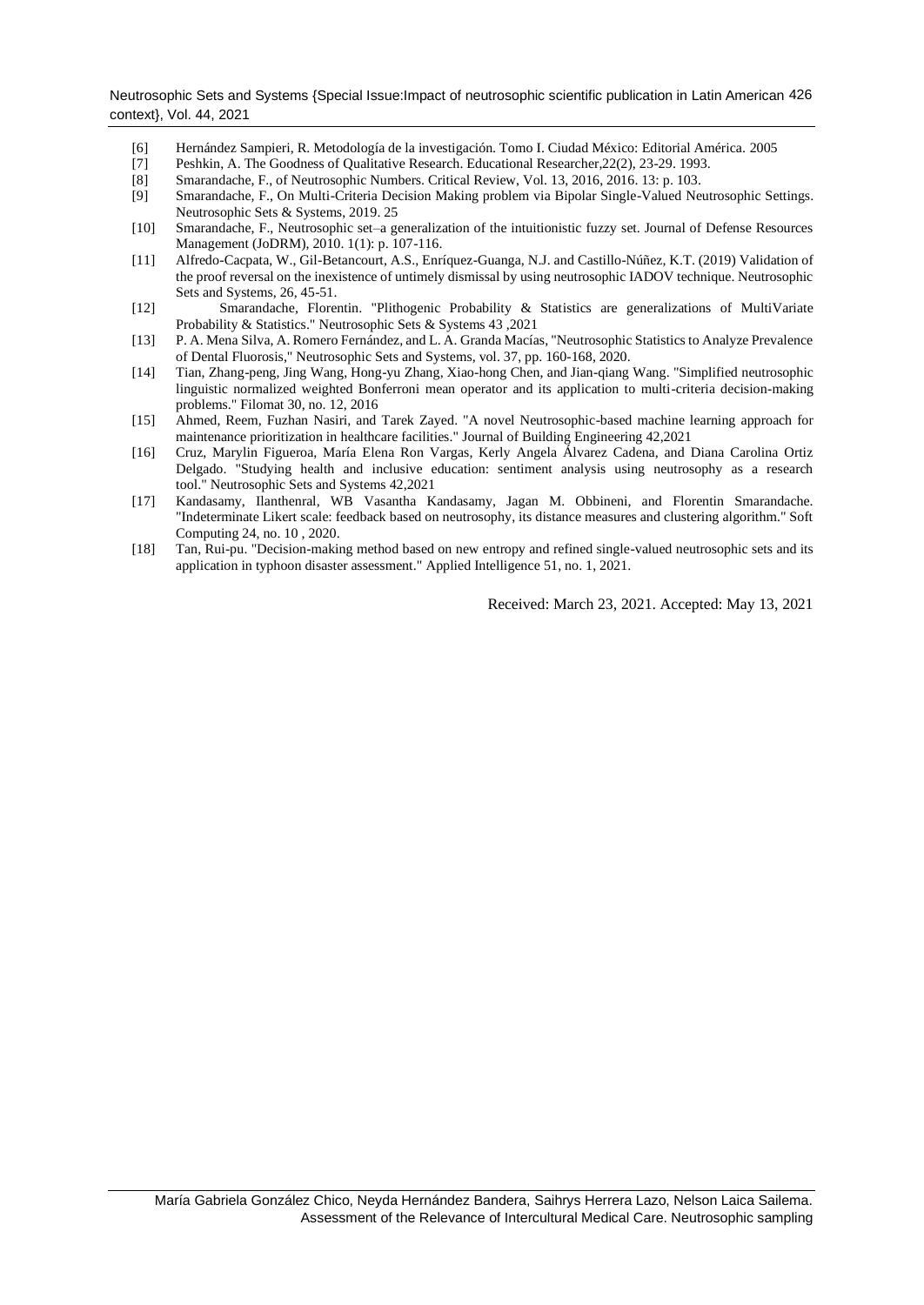[6] Hernández Sampieri, R. Metodología de la investigación. Tomo I. Ciudad México: Editorial América. 2005

[7] Peshkin, A. The Goodness of Qualitative Research. Educational Researcher,22(2), 23-29. 1993.

[8] Smarandache, F., of Neutrosophic Numbers. Critical Review, Vol. 13, 2016, 2016. 13: p. 103.

[9] Smarandache, F., On Multi-Criteria Decision Making problem via Bipolar Single-Valued Neutrosophic Settings. Neutrosophic Sets & Systems, 2019. 25

[10] Smarandache, F., Neutrosophic set–a generalization of the intuitionistic fuzzy set. Journal of Defense Resources Management (JoDRM), 2010. 1(1): p. 107-116.

[11] Alfredo-Cacpata, W., Gil-Betancourt, A.S., Enríquez-Guanga, N.J. and Castillo-Núñez, K.T. (2019) Validation of the proof reversal on the inexistence of untimely dismissal by using neutrosophic IADOV technique. Neutrosophic Sets and Systems, 26, 45-51.

[12] Smarandache, Florentin. "Plithogenic Probability & Statistics are generalizations of MultiVariate Probability & Statistics." Neutrosophic Sets & Systems 43 ,2021

[13] P. A. Mena Silva, A. Romero Fernández, and L. A. Granda Macías, "Neutrosophic Statistics to Analyze Prevalence of Dental Fluorosis," Neutrosophic Sets and Systems, vol. 37, pp. 160-168, 2020.

[14] Tian, Zhang-peng, Jing Wang, Hong-yu Zhang, Xiao-hong Chen, and Jian-qiang Wang. "Simplified neutrosophic linguistic normalized weighted Bonferroni mean operator and its application to multi-criteria decision-making problems." Filomat 30, no. 12, 2016

[15] Ahmed, Reem, Fuzhan Nasiri, and Tarek Zayed. "A novel Neutrosophic-based machine learning approach for maintenance prioritization in healthcare facilities." Journal of Building Engineering 42,2021

[16] Cruz, Marylin Figueroa, María Elena Ron Vargas, Kerly Angela Álvarez Cadena, and Diana Carolina Ortiz Delgado. "Studying health and inclusive education: sentiment analysis using neutrosophy as a research tool." Neutrosophic Sets and Systems 42,2021

[17] Kandasamy, Ilanthenral, WB Vasantha Kandasamy, Jagan M. Obbineni, and Florentin Smarandache. "Indeterminate Likert scale: feedback based on neutrosophy, its distance measures and clustering algorithm." Soft Computing 24, no. 10 , 2020.

[18] Tan, Rui-pu. "Decision-making method based on new entropy and refined single-valued neutrosophic sets and its application in typhoon disaster assessment." Applied Intelligence 51, no. 1, 2021.

Received: March 23, 2021. Accepted: May 13, 2021